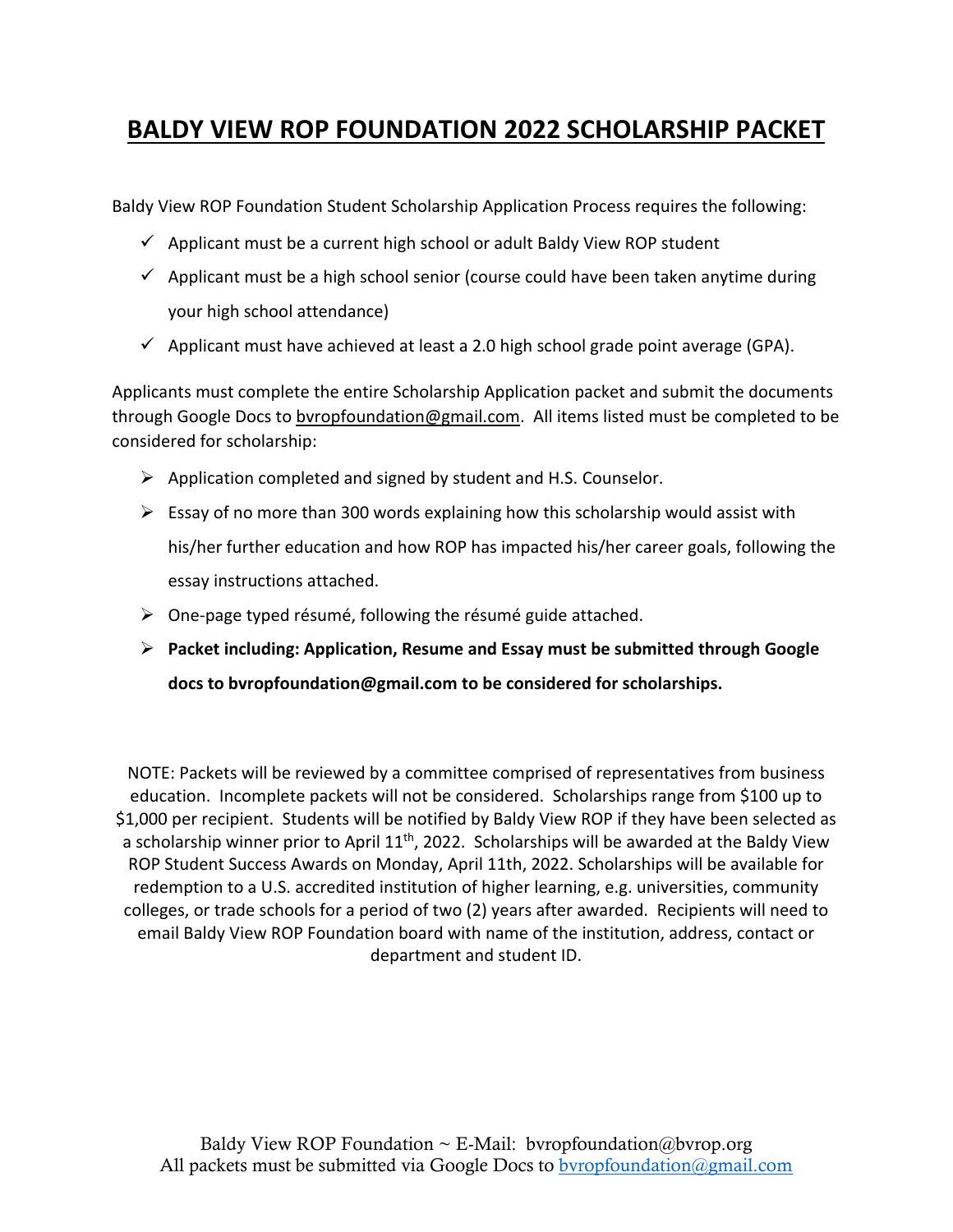# BALDY VIEW ROP FOUNDATION 2022 SCHOLARSHIP PACKET

Baldy View ROP Foundation Student Scholarship Application Process requires the following:

- ✓ Applicant must be a current high school or adult Baldy View ROP student
- ✓ Applicant must be a high school senior (course could have been taken anytime during your high school attendance)
- ✓ Applicant must have achieved at least a 2.0 high school grade point average (GPA).

Applicants must complete the entire Scholarship Application packet and submit the documents through Google Docs to bvropfoundation@gmail.com. All items listed must be completed to be considered for scholarship:

- ➢ Application completed and signed by student and H.S. Counselor.
- ➢ Essay of no more than 300 words explaining how this scholarship would assist with his/her further education and how ROP has impacted his/her career goals, following the essay instructions attached.
- ➢ One-page typed résumé, following the résumé guide attached.
- ➢ **Packet including: Application, Resume and Essay must be submitted through Google docs to bvropfoundation@gmail.com to be considered for scholarships.**

NOTE: Packets will be reviewed by a committee comprised of representatives from business education. Incomplete packets will not be considered. Scholarships range from $100 up to $1,000 per recipient. Students will be notified by Baldy View ROP if they have been selected as a scholarship winner prior to April 11th, 2022. Scholarships will be awarded at the Baldy View ROP Student Success Awards on Monday, April 11th, 2022. Scholarships will be available for redemption to a U.S. accredited institution of higher learning, e.g. universities, community colleges, or trade schools for a period of two (2) years after awarded. Recipients will need to email Baldy View ROP Foundation board with name of the institution, address, contact or department and student ID.

Baldy View ROP Foundation ~ E-Mail: bvropfoundation@bvrop.org
All packets must be submitted via Google Docs to bvropfoundation@gmail.com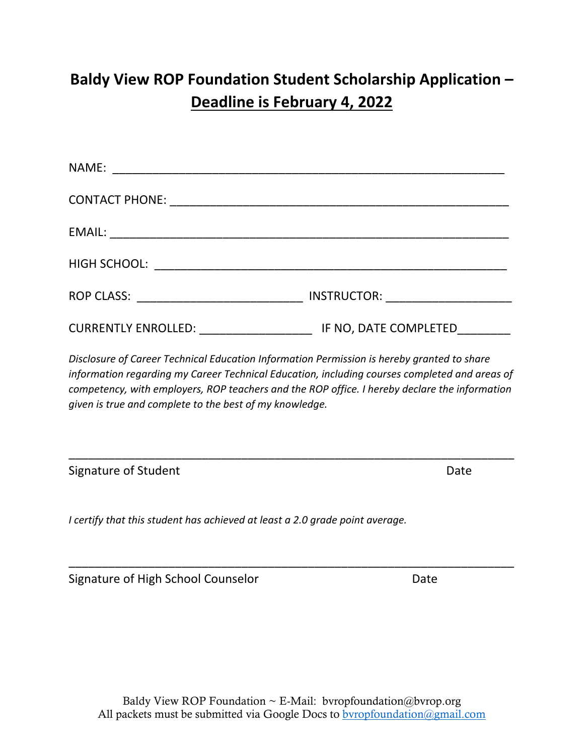# Baldy View ROP Foundation Student Scholarship Application – <u>Deadline is February 4, 2022</u>

NAME: ____________________________________________________________

CONTACT PHONE: ____________________________________________________

EMAIL: _____________________________________________________________

HIGH SCHOOL: ______________________________________________________

ROP CLASS: _________________________ INSTRUCTOR: ___________________

CURRENTLY ENROLLED: _________________ IF NO, DATE COMPLETED________

*Disclosure of Career Technical Education Information Permission is hereby granted to share information regarding my Career Technical Education, including courses completed and areas of competency, with employers, ROP teachers and the ROP office. I hereby declare the information given is true and complete to the best of my knowledge.*

_____________________________________________________________________

Signature of Student                                                                                    Date

*I certify that this student has achieved at least a 2.0 grade point average.*

_____________________________________________________________________

Signature of High School Counselor                                                              Date

Baldy View ROP Foundation ~ E-Mail: bvropfoundation@bvrop.org
All packets must be submitted via Google Docs to bvropfoundation@gmail.com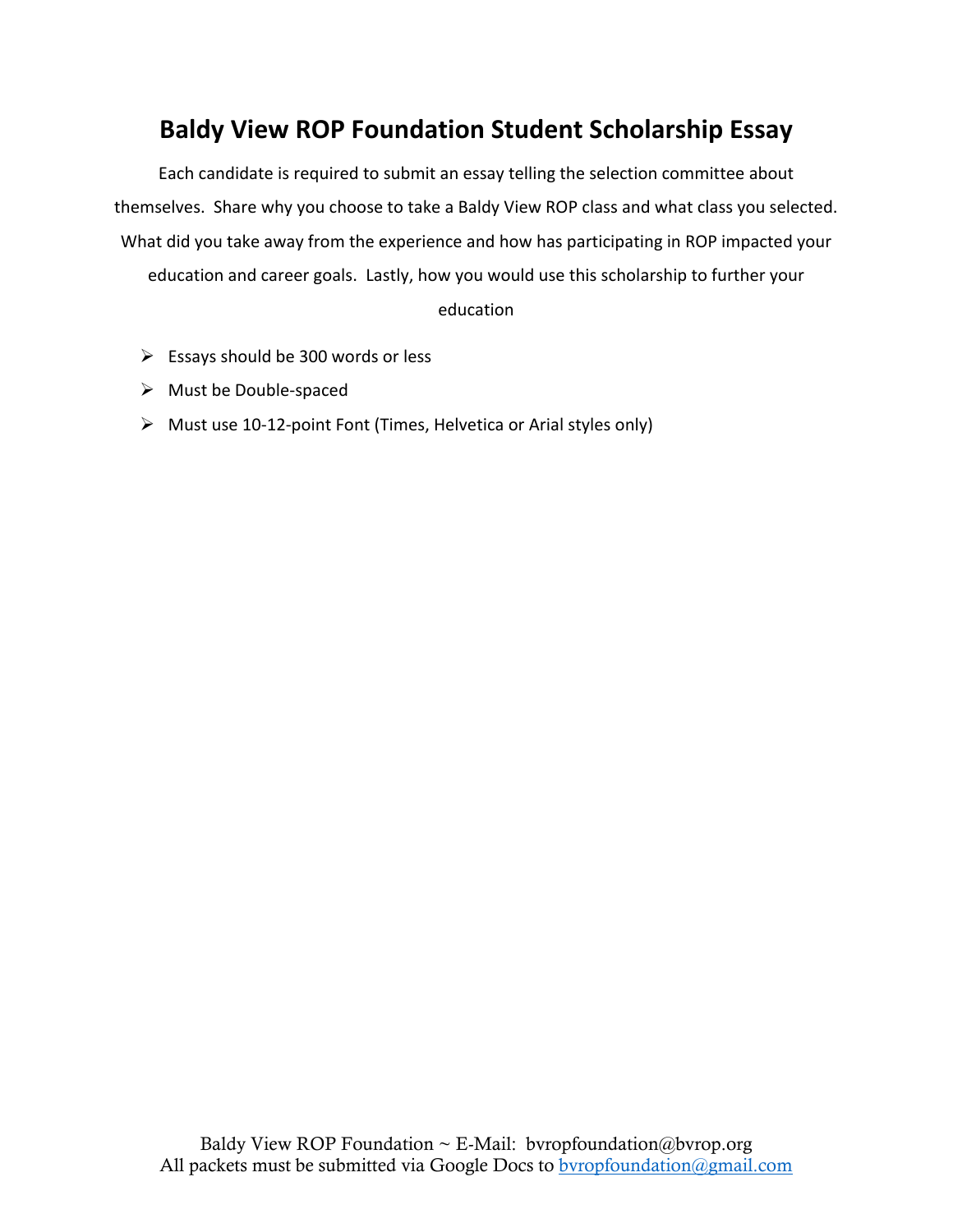# Baldy View ROP Foundation Student Scholarship Essay

Each candidate is required to submit an essay telling the selection committee about themselves. Share why you choose to take a Baldy View ROP class and what class you selected. What did you take away from the experience and how has participating in ROP impacted your education and career goals. Lastly, how you would use this scholarship to further your education

- Essays should be 300 words or less
- Must be Double-spaced
- Must use 10-12-point Font (Times, Helvetica or Arial styles only)

Baldy View ROP Foundation ~ E-Mail: bvropfoundation@bvrop.org
All packets must be submitted via Google Docs to bvropfoundation@gmail.com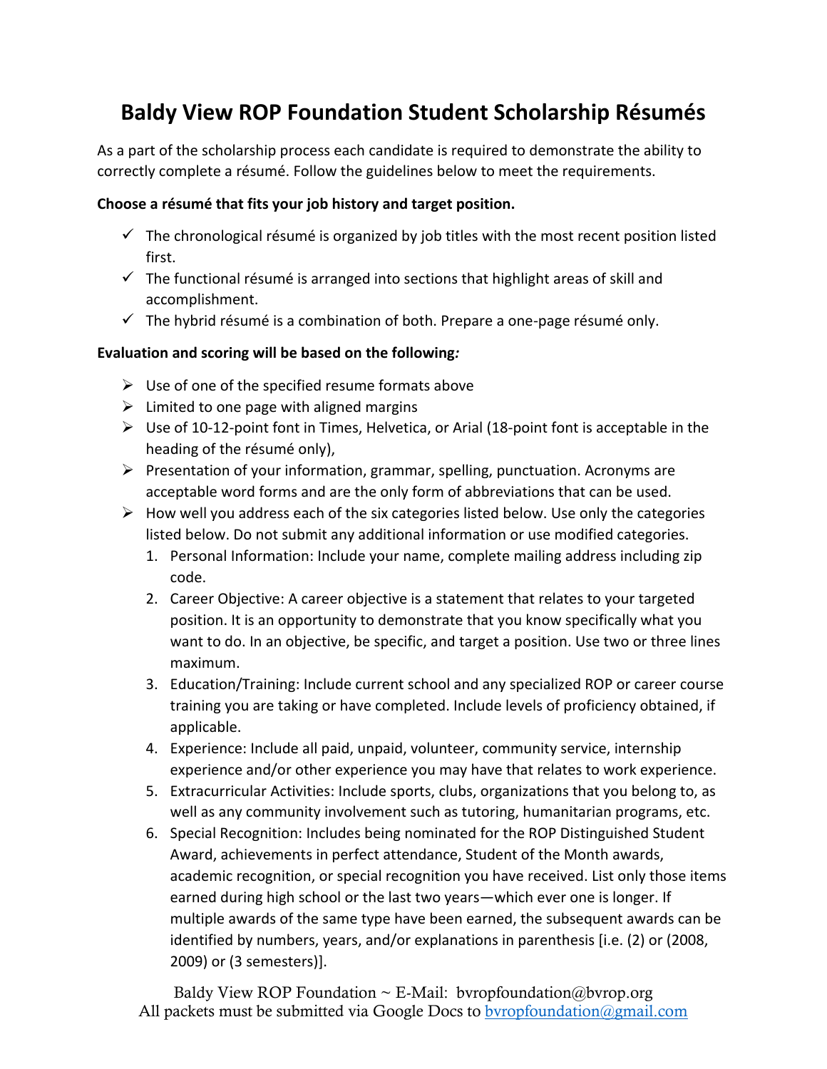# Baldy View ROP Foundation Student Scholarship Résumés

As a part of the scholarship process each candidate is required to demonstrate the ability to correctly complete a résumé. Follow the guidelines below to meet the requirements.

**Choose a résumé that fits your job history and target position.**

- ✓ The chronological résumé is organized by job titles with the most recent position listed first.
- ✓ The functional résumé is arranged into sections that highlight areas of skill and accomplishment.
- ✓ The hybrid résumé is a combination of both. Prepare a one-page résumé only.

**Evaluation and scoring will be based on the following*:***

- Use of one of the specified resume formats above
- Limited to one page with aligned margins
- Use of 10-12-point font in Times, Helvetica, or Arial (18-point font is acceptable in the heading of the résumé only),
- Presentation of your information, grammar, spelling, punctuation. Acronyms are acceptable word forms and are the only form of abbreviations that can be used.
- How well you address each of the six categories listed below. Use only the categories listed below. Do not submit any additional information or use modified categories.
  1. Personal Information: Include your name, complete mailing address including zip code.
  2. Career Objective: A career objective is a statement that relates to your targeted position. It is an opportunity to demonstrate that you know specifically what you want to do. In an objective, be specific, and target a position. Use two or three lines maximum.
  3. Education/Training: Include current school and any specialized ROP or career course training you are taking or have completed. Include levels of proficiency obtained, if applicable.
  4. Experience: Include all paid, unpaid, volunteer, community service, internship experience and/or other experience you may have that relates to work experience.
  5. Extracurricular Activities: Include sports, clubs, organizations that you belong to, as well as any community involvement such as tutoring, humanitarian programs, etc.
  6. Special Recognition: Includes being nominated for the ROP Distinguished Student Award, achievements in perfect attendance, Student of the Month awards, academic recognition, or special recognition you have received. List only those items earned during high school or the last two years—which ever one is longer. If multiple awards of the same type have been earned, the subsequent awards can be identified by numbers, years, and/or explanations in parenthesis [i.e. (2) or (2008, 2009) or (3 semesters)].

Baldy View ROP Foundation ~ E-Mail: bvropfoundation@bvrop.org
All packets must be submitted via Google Docs to bvropfoundation@gmail.com